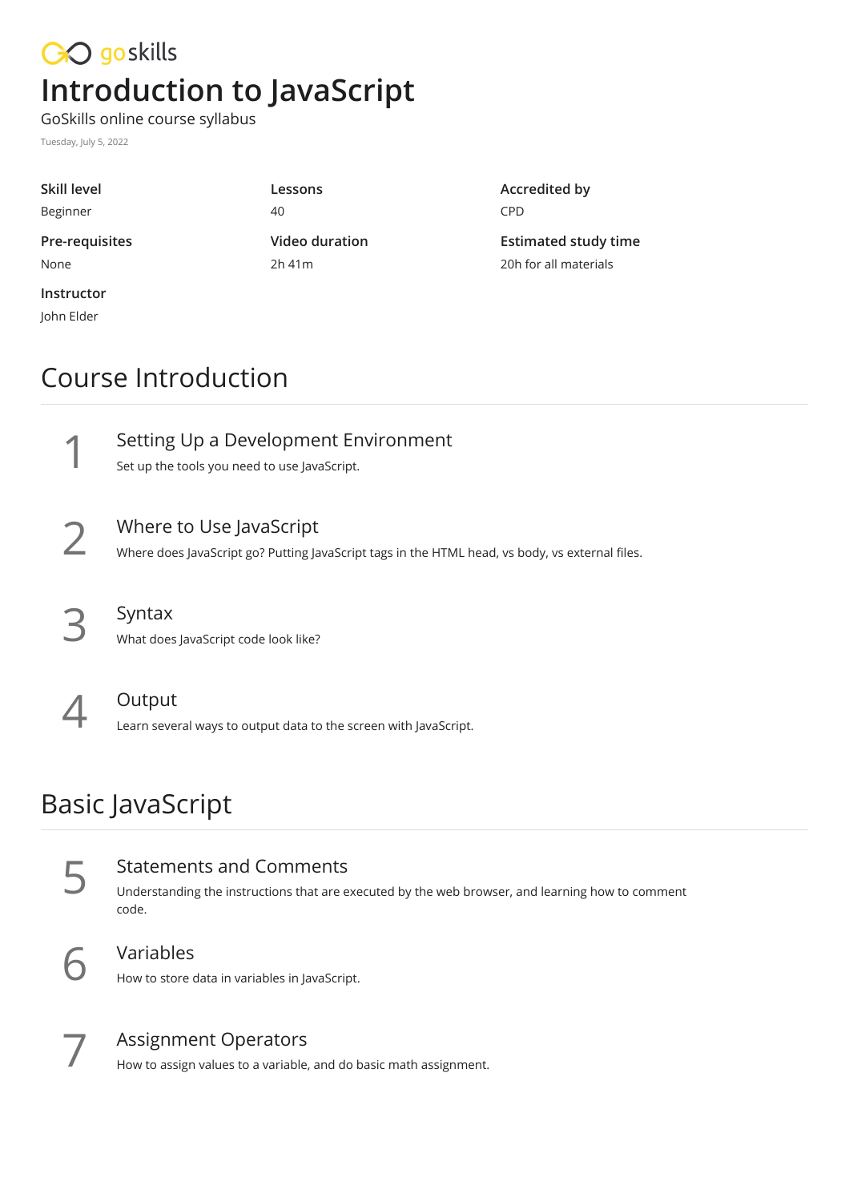goskills

# Introduction to JavaScript

GoSkills online course syllabus

Tuesday, July 5, 2022

| Skill level | Lessons | Accredited by |
|---|---|---|
| Beginner | 40 | CPD |
| **Pre-requisites** | **Video duration** | **Estimated study time** |
| None | 2h 41m | 20h for all materials |
| **Instructor** | | |
| John Elder | | |

## Course Introduction

**1** Setting Up a Development Environment

Set up the tools you need to use JavaScript.

**2** Where to Use JavaScript

Where does JavaScript go? Putting JavaScript tags in the HTML head, vs body, vs external files.

**3** Syntax

What does JavaScript code look like?

**4** Output

Learn several ways to output data to the screen with JavaScript.

## Basic JavaScript

**5** Statements and Comments

Understanding the instructions that are executed by the web browser, and learning how to comment code.

**6** Variables

How to store data in variables in JavaScript.

**7** Assignment Operators

How to assign values to a variable, and do basic math assignment.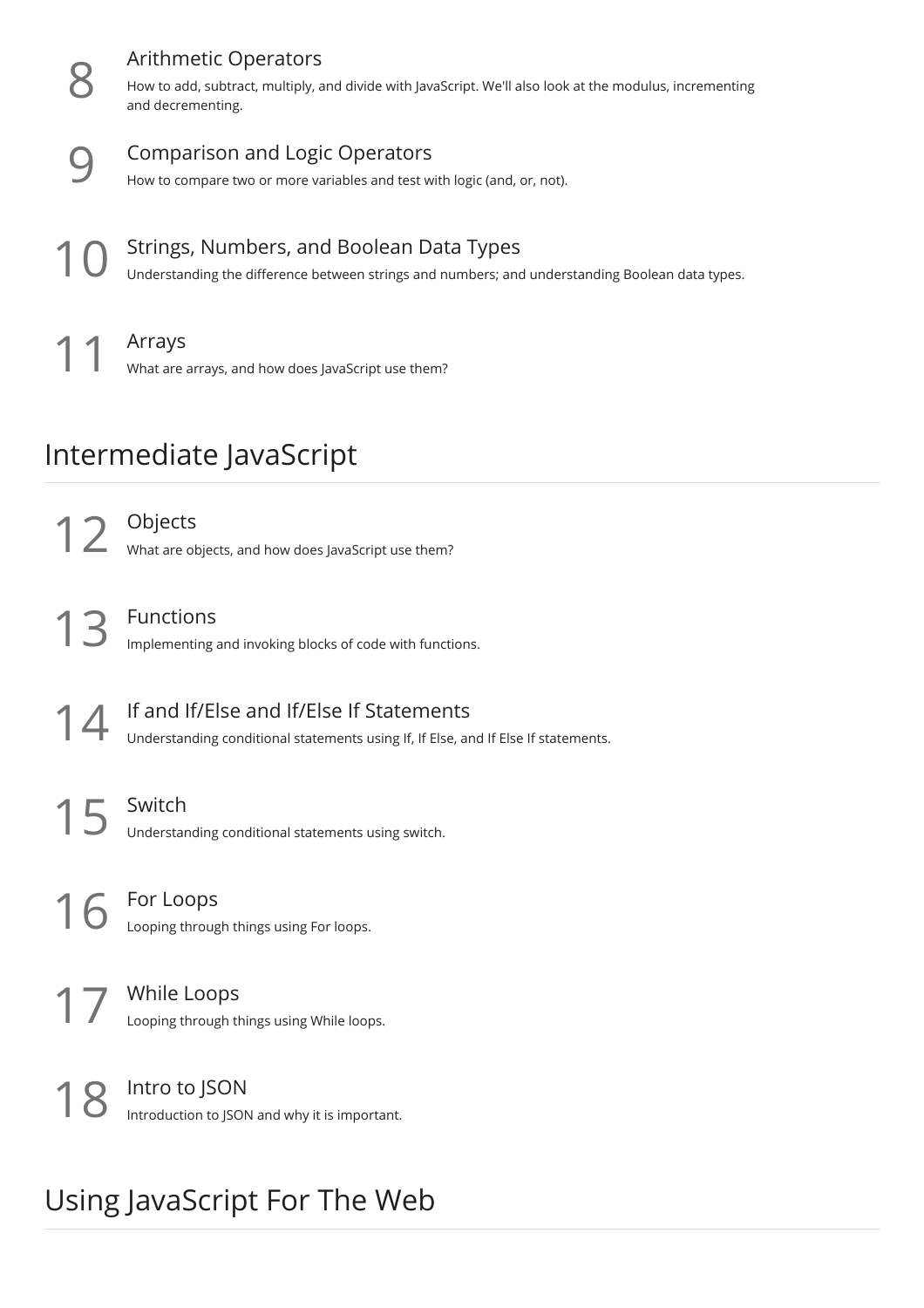8

### Arithmetic Operators

How to add, subtract, multiply, and divide with JavaScript. We'll also look at the modulus, incrementing and decrementing.

9

### Comparison and Logic Operators

How to compare two or more variables and test with logic (and, or, not).

10

### Strings, Numbers, and Boolean Data Types

Understanding the difference between strings and numbers; and understanding Boolean data types.

11

### Arrays

What are arrays, and how does JavaScript use them?

## Intermediate JavaScript

12

### Objects

What are objects, and how does JavaScript use them?

13

### Functions

Implementing and invoking blocks of code with functions.

14

### If and If/Else and If/Else If Statements

Understanding conditional statements using If, If Else, and If Else If statements.

15

### Switch

Understanding conditional statements using switch.

16

### For Loops

Looping through things using For loops.

17

### While Loops

Looping through things using While loops.

18

### Intro to JSON

Introduction to JSON and why it is important.

## Using JavaScript For The Web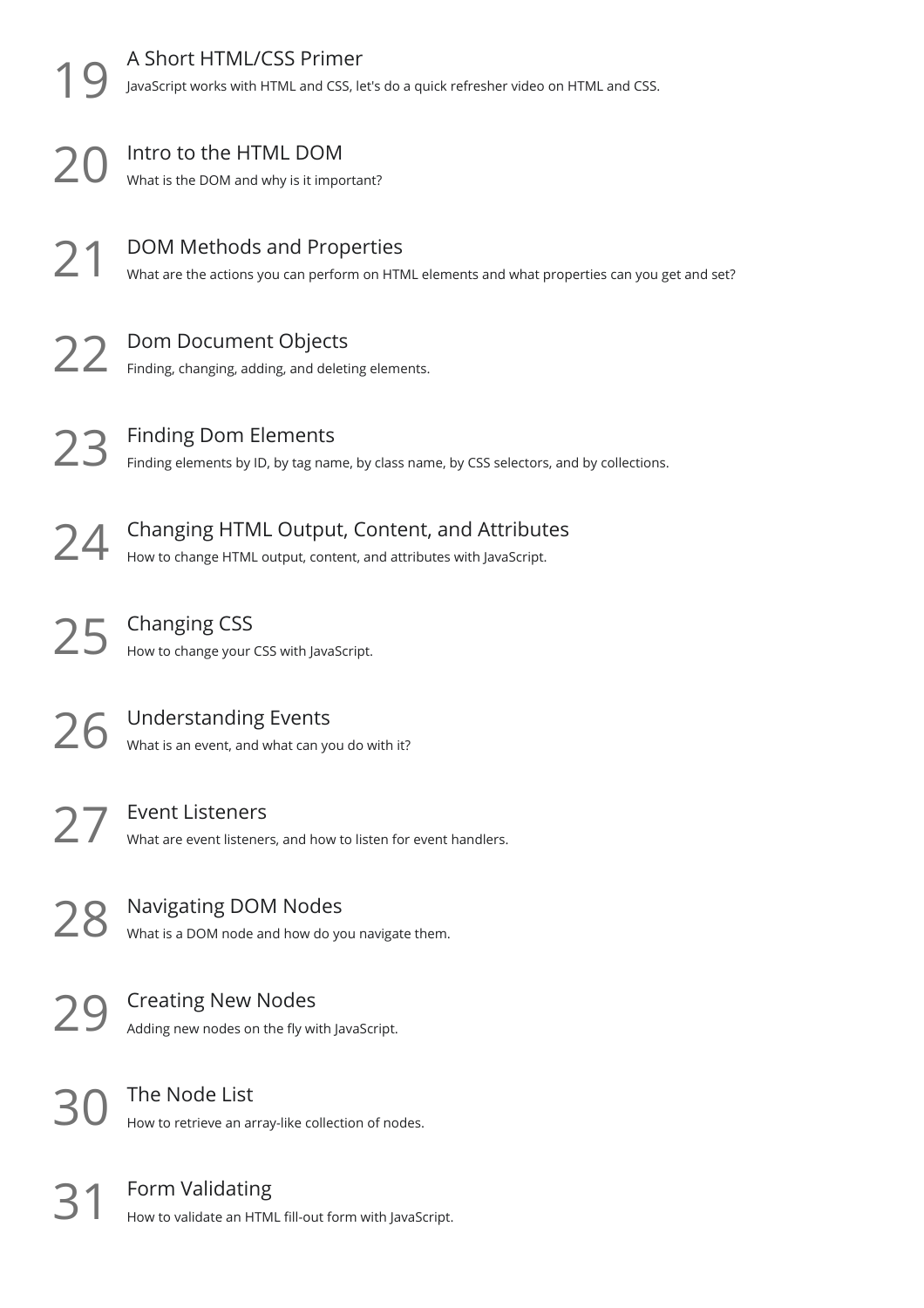## 19 A Short HTML/CSS Primer

JavaScript works with HTML and CSS, let's do a quick refresher video on HTML and CSS.

## 20 Intro to the HTML DOM

What is the DOM and why is it important?

## 21 DOM Methods and Properties

What are the actions you can perform on HTML elements and what properties can you get and set?

## 22 Dom Document Objects

Finding, changing, adding, and deleting elements.

## 23 Finding Dom Elements

Finding elements by ID, by tag name, by class name, by CSS selectors, and by collections.

## 24 Changing HTML Output, Content, and Attributes

How to change HTML output, content, and attributes with JavaScript.

## 25 Changing CSS

How to change your CSS with JavaScript.

## 26 Understanding Events

What is an event, and what can you do with it?

## 27 Event Listeners

What are event listeners, and how to listen for event handlers.

## 28 Navigating DOM Nodes

What is a DOM node and how do you navigate them.

## 29 Creating New Nodes

Adding new nodes on the fly with JavaScript.

## 30 The Node List

How to retrieve an array-like collection of nodes.

## 31 Form Validating

How to validate an HTML fill-out form with JavaScript.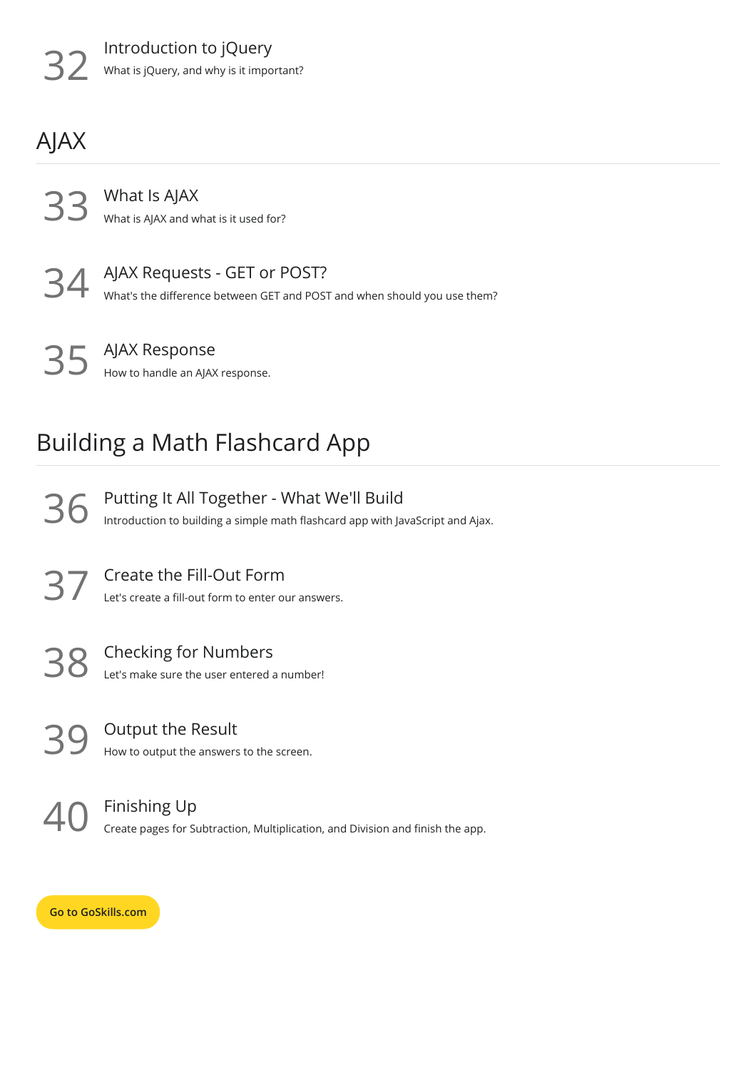32 **Introduction to jQuery**
What is jQuery, and why is it important?

## AJAX

33 **What Is AJAX**
What is AJAX and what is it used for?

34 **AJAX Requests - GET or POST?**
What's the difference between GET and POST and when should you use them?

35 **AJAX Response**
How to handle an AJAX response.

## Building a Math Flashcard App

36 **Putting It All Together - What We'll Build**
Introduction to building a simple math flashcard app with JavaScript and Ajax.

37 **Create the Fill-Out Form**
Let's create a fill-out form to enter our answers.

38 **Checking for Numbers**
Let's make sure the user entered a number!

39 **Output the Result**
How to output the answers to the screen.

40 **Finishing Up**
Create pages for Subtraction, Multiplication, and Division and finish the app.

Go to GoSkills.com